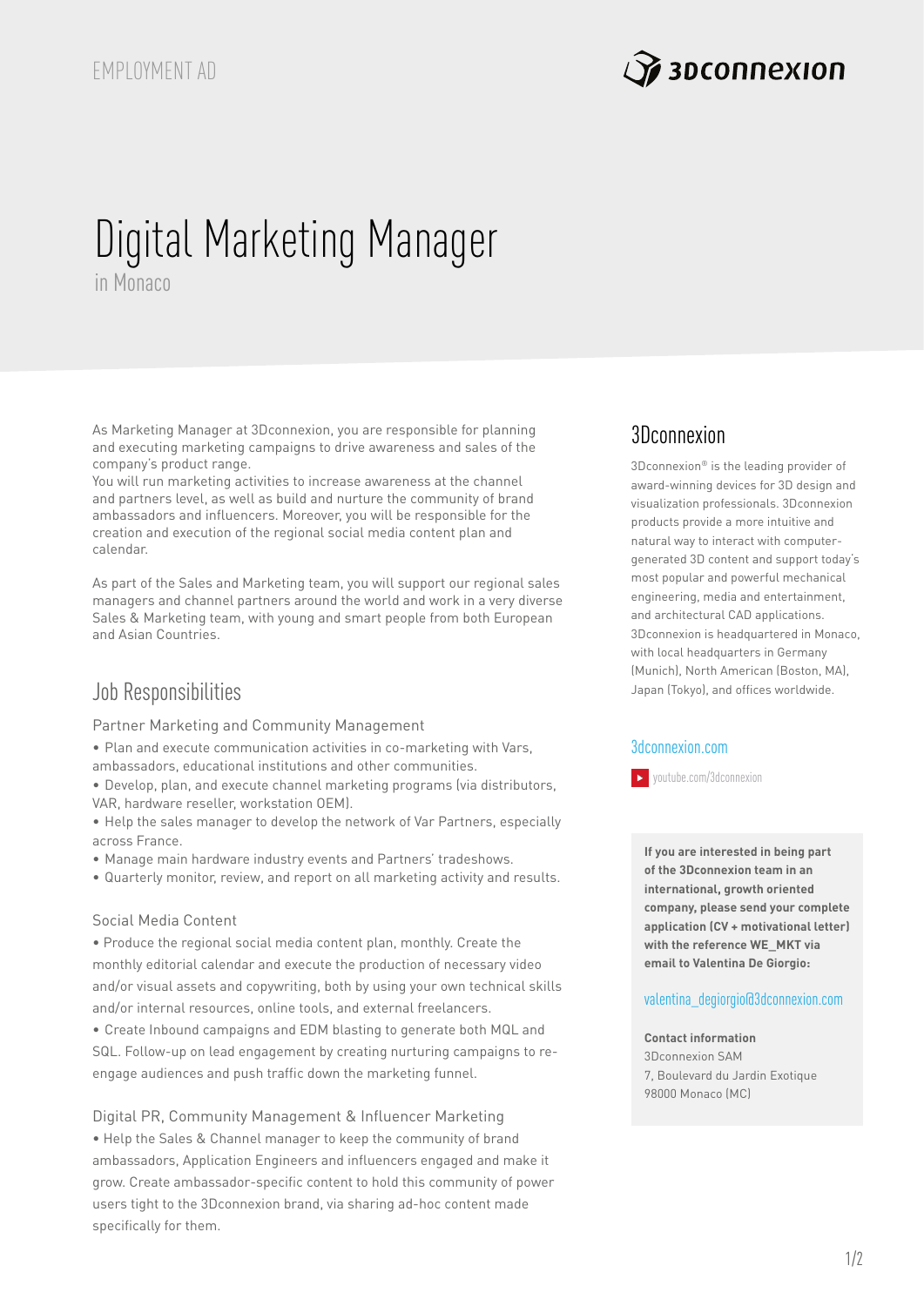EMPLOYMENT AD

# Digital Marketing Manager

in Monaco

As Marketing Manager at 3Dconnexion, you are responsible for planning and executing marketing campaigns to drive awareness and sales of the company's product range.
You will run marketing activities to increase awareness at the channel and partners level, as well as build and nurture the community of brand ambassadors and influencers. Moreover, you will be responsible for the creation and execution of the regional social media content plan and calendar.

As part of the Sales and Marketing team, you will support our regional sales managers and channel partners around the world and work in a very diverse Sales & Marketing team, with young and smart people from both European and Asian Countries.

## Job Responsibilities

### Partner Marketing and Community Management

- Plan and execute communication activities in co-marketing with Vars, ambassadors, educational institutions and other communities.
- Develop, plan, and execute channel marketing programs (via distributors, VAR, hardware reseller, workstation OEM).
- Help the sales manager to develop the network of Var Partners, especially across France.
- Manage main hardware industry events and Partners' tradeshows.
- Quarterly monitor, review, and report on all marketing activity and results.

### Social Media Content

- Produce the regional social media content plan, monthly. Create the monthly editorial calendar and execute the production of necessary video and/or visual assets and copywriting, both by using your own technical skills and/or internal resources, online tools, and external freelancers.
- Create Inbound campaigns and EDM blasting to generate both MQL and SQL. Follow-up on lead engagement by creating nurturing campaigns to re-engage audiences and push traffic down the marketing funnel.

### Digital PR, Community Management & Influencer Marketing

- Help the Sales & Channel manager to keep the community of brand ambassadors, Application Engineers and influencers engaged and make it grow. Create ambassador-specific content to hold this community of power users tight to the 3Dconnexion brand, via sharing ad-hoc content made specifically for them.

## 3Dconnexion

3Dconnexion® is the leading provider of award-winning devices for 3D design and visualization professionals. 3Dconnexion products provide a more intuitive and natural way to interact with computer-generated 3D content and support today's most popular and powerful mechanical engineering, media and entertainment, and architectural CAD applications. 3Dconnexion is headquartered in Monaco, with local headquarters in Germany (Munich), North American (Boston, MA), Japan (Tokyo), and offices worldwide.

3dconnexion.com

youtube.com/3dconnexion

**If you are interested in being part of the 3Dconnexion team in an international, growth oriented company, please send your complete application (CV + motivational letter) with the reference WE_MKT via email to Valentina De Giorgio:**

valentina_degiorgio@3dconnexion.com

**Contact information**
3Dconnexion SAM
7, Boulevard du Jardin Exotique
98000 Monaco (MC)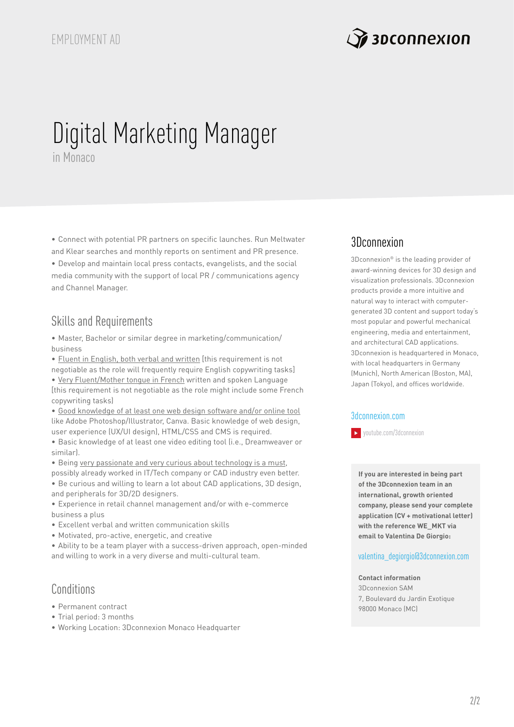EMPLOYMENT AD

# Digital Marketing Manager

in Monaco

- Connect with potential PR partners on specific launches. Run Meltwater and Klear searches and monthly reports on sentiment and PR presence.
- Develop and maintain local press contacts, evangelists, and the social media community with the support of local PR / communications agency and Channel Manager.

## Skills and Requirements

- Master, Bachelor or similar degree in marketing/communication/ business
- Fluent in English, both verbal and written (this requirement is not negotiable as the role will frequently require English copywriting tasks)
- Very Fluent/Mother tongue in French written and spoken Language (this requirement is not negotiable as the role might include some French copywriting tasks)
- Good knowledge of at least one web design software and/or online tool like Adobe Photoshop/Illustrator, Canva. Basic knowledge of web design, user experience (UX/UI design), HTML/CSS and CMS is required.
- Basic knowledge of at least one video editing tool (i.e., Dreamweaver or similar).
- Being very passionate and very curious about technology is a must, possibly already worked in IT/Tech company or CAD industry even better.
- Be curious and willing to learn a lot about CAD applications, 3D design, and peripherals for 3D/2D designers.
- Experience in retail channel management and/or with e-commerce business a plus
- Excellent verbal and written communication skills
- Motivated, pro-active, energetic, and creative
- Ability to be a team player with a success-driven approach, open-minded and willing to work in a very diverse and multi-cultural team.

## Conditions

- Permanent contract
- Trial period: 3 months
- Working Location: 3Dconnexion Monaco Headquarter

## 3Dconnexion

3Dconnexion® is the leading provider of award-winning devices for 3D design and visualization professionals. 3Dconnexion products provide a more intuitive and natural way to interact with computer-generated 3D content and support today's most popular and powerful mechanical engineering, media and entertainment, and architectural CAD applications. 3Dconnexion is headquartered in Monaco, with local headquarters in Germany (Munich), North American (Boston, MA), Japan (Tokyo), and offices worldwide.

3dconnexion.com

youtube.com/3dconnexion

**If you are interested in being part of the 3Dconnexion team in an international, growth oriented company, please send your complete application (CV + motivational letter) with the reference WE_MKT via email to Valentina De Giorgio:**

valentina_degiorgio@3dconnexion.com

**Contact information**
3Dconnexion SAM
7, Boulevard du Jardin Exotique
98000 Monaco (MC)